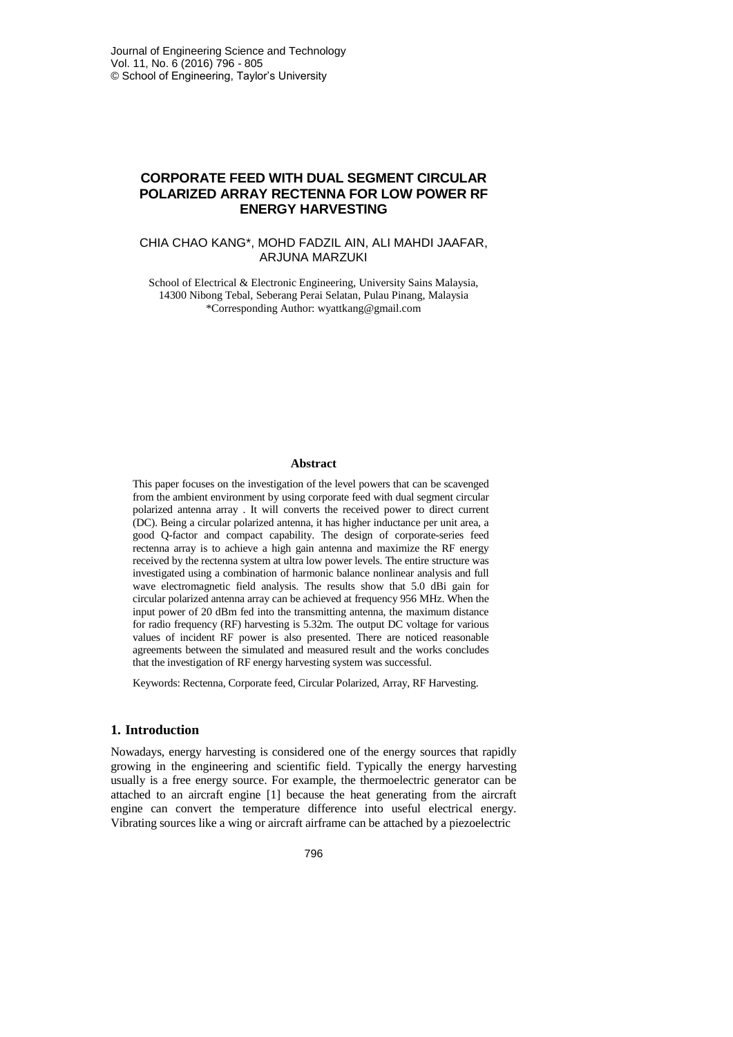# CORPORATE FEED WITH DUAL SEGMENT CIRCULAR POLARIZED ARRAY RECTENNA FOR LOW POWER RF ENERGY HARVESTING

CHIA CHAO KANG*, MOHD FADZIL AIN, ALI MAHDI JAAFAR, ARJUNA MARZUKI

School of Electrical & Electronic Engineering, University Sains Malaysia, 14300 Nibong Tebal, Seberang Perai Selatan, Pulau Pinang, Malaysia
*Corresponding Author: wyattkang@gmail.com

## Abstract

This paper focuses on the investigation of the level powers that can be scavenged from the ambient environment by using corporate feed with dual segment circular polarized antenna array . It will converts the received power to direct current (DC). Being a circular polarized antenna, it has higher inductance per unit area, a good Q-factor and compact capability. The design of corporate-series feed rectenna array is to achieve a high gain antenna and maximize the RF energy received by the rectenna system at ultra low power levels. The entire structure was investigated using a combination of harmonic balance nonlinear analysis and full wave electromagnetic field analysis. The results show that 5.0 dBi gain for circular polarized antenna array can be achieved at frequency 956 MHz. When the input power of 20 dBm fed into the transmitting antenna, the maximum distance for radio frequency (RF) harvesting is 5.32m. The output DC voltage for various values of incident RF power is also presented. There are noticed reasonable agreements between the simulated and measured result and the works concludes that the investigation of RF energy harvesting system was successful.

Keywords: Rectenna, Corporate feed, Circular Polarized, Array, RF Harvesting.

## 1. Introduction

Nowadays, energy harvesting is considered one of the energy sources that rapidly growing in the engineering and scientific field. Typically the energy harvesting usually is a free energy source. For example, the thermoelectric generator can be attached to an aircraft engine [1] because the heat generating from the aircraft engine can convert the temperature difference into useful electrical energy. Vibrating sources like a wing or aircraft airframe can be attached by a piezoelectric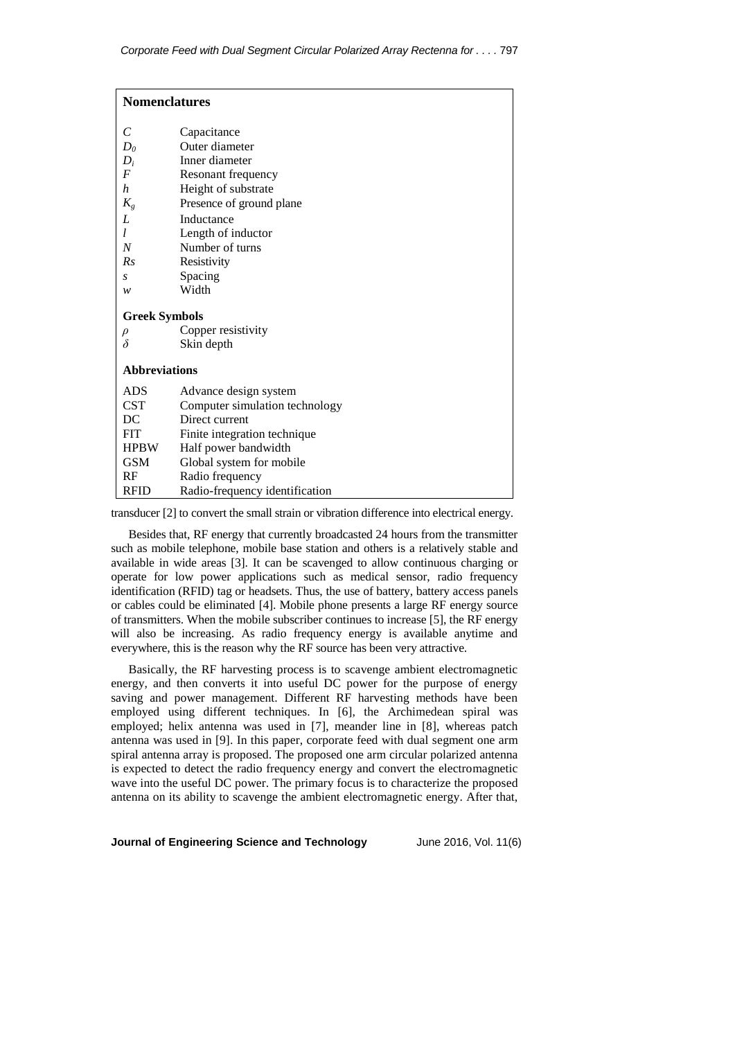## Nomenclatures

| | |
|---|---|
| $C$ | Capacitance |
| $D_0$ | Outer diameter |
| $D_i$ | Inner diameter |
| $F$ | Resonant frequency |
| $h$ | Height of substrate |
| $K_g$ | Presence of ground plane |
| $L$ | Inductance |
| $l$ | Length of inductor |
| $N$ | Number of turns |
| $Rs$ | Resistivity |
| $s$ | Spacing |
| $w$ | Width |

### Greek Symbols

| | |
|---|---|
| $\rho$ | Copper resistivity |
| $\delta$ | Skin depth |

### Abbreviations

| | |
|---|---|
| ADS | Advance design system |
| CST | Computer simulation technology |
| DC | Direct current |
| FIT | Finite integration technique |
| HPBW | Half power bandwidth |
| GSM | Global system for mobile |
| RF | Radio frequency |
| RFID | Radio-frequency identification |

transducer [2] to convert the small strain or vibration difference into electrical energy.

Besides that, RF energy that currently broadcasted 24 hours from the transmitter such as mobile telephone, mobile base station and others is a relatively stable and available in wide areas [3]. It can be scavenged to allow continuous charging or operate for low power applications such as medical sensor, radio frequency identification (RFID) tag or headsets. Thus, the use of battery, battery access panels or cables could be eliminated [4]. Mobile phone presents a large RF energy source of transmitters. When the mobile subscriber continues to increase [5], the RF energy will also be increasing. As radio frequency energy is available anytime and everywhere, this is the reason why the RF source has been very attractive.

Basically, the RF harvesting process is to scavenge ambient electromagnetic energy, and then converts it into useful DC power for the purpose of energy saving and power management. Different RF harvesting methods have been employed using different techniques. In [6], the Archimedean spiral was employed; helix antenna was used in [7], meander line in [8], whereas patch antenna was used in [9]. In this paper, corporate feed with dual segment one arm spiral antenna array is proposed. The proposed one arm circular polarized antenna is expected to detect the radio frequency energy and convert the electromagnetic wave into the useful DC power. The primary focus is to characterize the proposed antenna on its ability to scavenge the ambient electromagnetic energy. After that,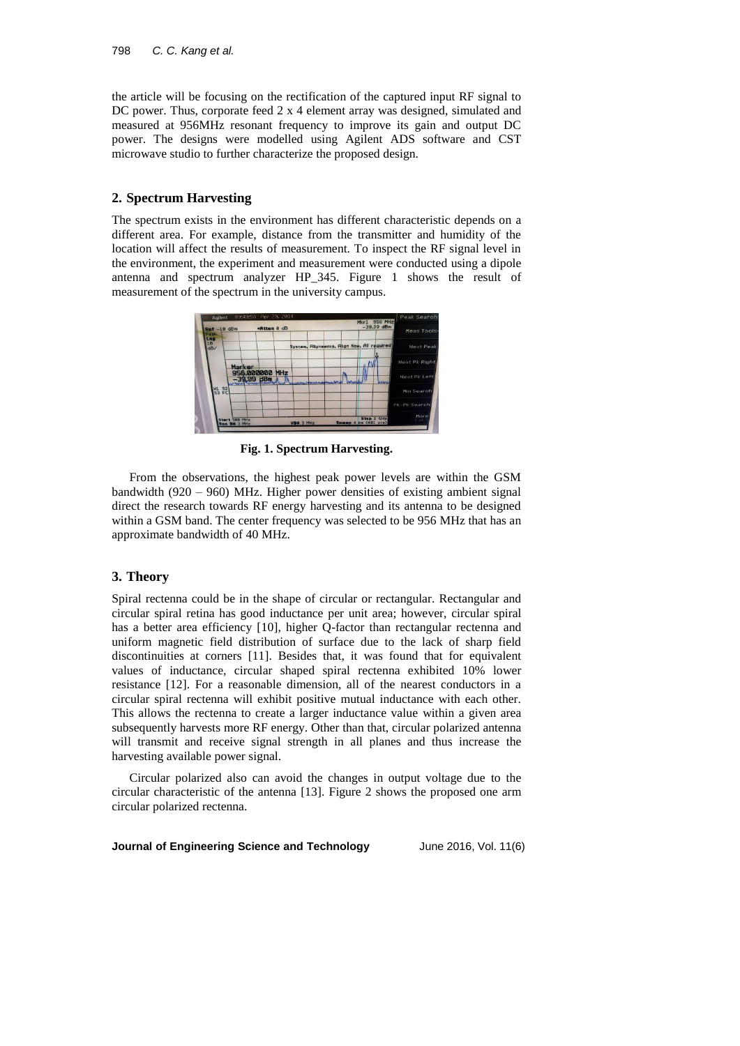the article will be focusing on the rectification of the captured input RF signal to DC power. Thus, corporate feed 2 x 4 element array was designed, simulated and measured at 956MHz resonant frequency to improve its gain and output DC power. The designs were modelled using Agilent ADS software and CST microwave studio to further characterize the proposed design.

## 2. Spectrum Harvesting

The spectrum exists in the environment has different characteristic depends on a different area. For example, distance from the transmitter and humidity of the location will affect the results of measurement. To inspect the RF signal level in the environment, the experiment and measurement were conducted using a dipole antenna and spectrum analyzer HP_345. Figure 1 shows the result of measurement of the spectrum in the university campus.

**Fig. 1. Spectrum Harvesting.**

From the observations, the highest peak power levels are within the GSM bandwidth (920 – 960) MHz. Higher power densities of existing ambient signal direct the research towards RF energy harvesting and its antenna to be designed within a GSM band. The center frequency was selected to be 956 MHz that has an approximate bandwidth of 40 MHz.

## 3. Theory

Spiral rectenna could be in the shape of circular or rectangular. Rectangular and circular spiral retina has good inductance per unit area; however, circular spiral has a better area efficiency [10], higher Q-factor than rectangular rectenna and uniform magnetic field distribution of surface due to the lack of sharp field discontinuities at corners [11]. Besides that, it was found that for equivalent values of inductance, circular shaped spiral rectenna exhibited 10% lower resistance [12]. For a reasonable dimension, all of the nearest conductors in a circular spiral rectenna will exhibit positive mutual inductance with each other. This allows the rectenna to create a larger inductance value within a given area subsequently harvests more RF energy. Other than that, circular polarized antenna will transmit and receive signal strength in all planes and thus increase the harvesting available power signal.

Circular polarized also can avoid the changes in output voltage due to the circular characteristic of the antenna [13]. Figure 2 shows the proposed one arm circular polarized rectenna.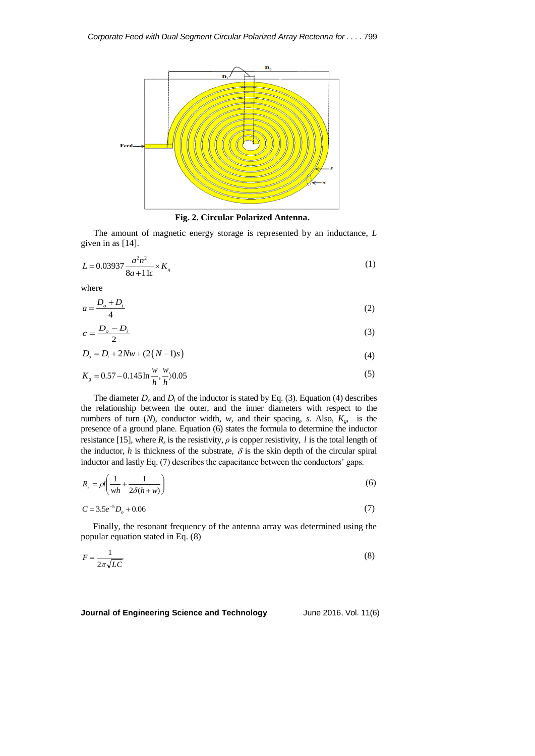Fig. 2. Circular Polarized Antenna.

The amount of magnetic energy storage is represented by an inductance, $L$ given in as [14].

$$L = 0.03937\frac{a^2n^2}{8a+11c}\times K_g \tag{1}$$

where

$$a = \frac{D_o + D_i}{4} \tag{2}$$

$$c = \frac{D_o - D_i}{2} \tag{3}$$

$$D_o = D_i + 2Nw + (2(N-1)s) \tag{4}$$

$$K_g = 0.57 - 0.145\ln\frac{w}{h}, \frac{w}{h} \rangle 0.05 \tag{5}$$

The diameter $D_o$ and $D_i$ of the inductor is stated by Eq. (3). Equation (4) describes the relationship between the outer, and the inner diameters with respect to the numbers of turn ($N$), conductor width, $w$, and their spacing, $s$. Also, $K_g$, is the presence of a ground plane. Equation (6) states the formula to determine the inductor resistance [15], where $R_s$ is the resistivity, $\rho$ is copper resistivity, $l$ is the total length of the inductor, $h$ is thickness of the substrate, $\delta$ is the skin depth of the circular spiral inductor and lastly Eq. (7) describes the capacitance between the conductors' gaps.

$$R_s = \rho l\left(\frac{1}{wh} + \frac{1}{2\delta(h+w)}\right) \tag{6}$$

$$C = 3.5e^{-5}D_o + 0.06 \tag{7}$$

Finally, the resonant frequency of the antenna array was determined using the popular equation stated in Eq. (8)

$$F = \frac{1}{2\pi\sqrt{LC}} \tag{8}$$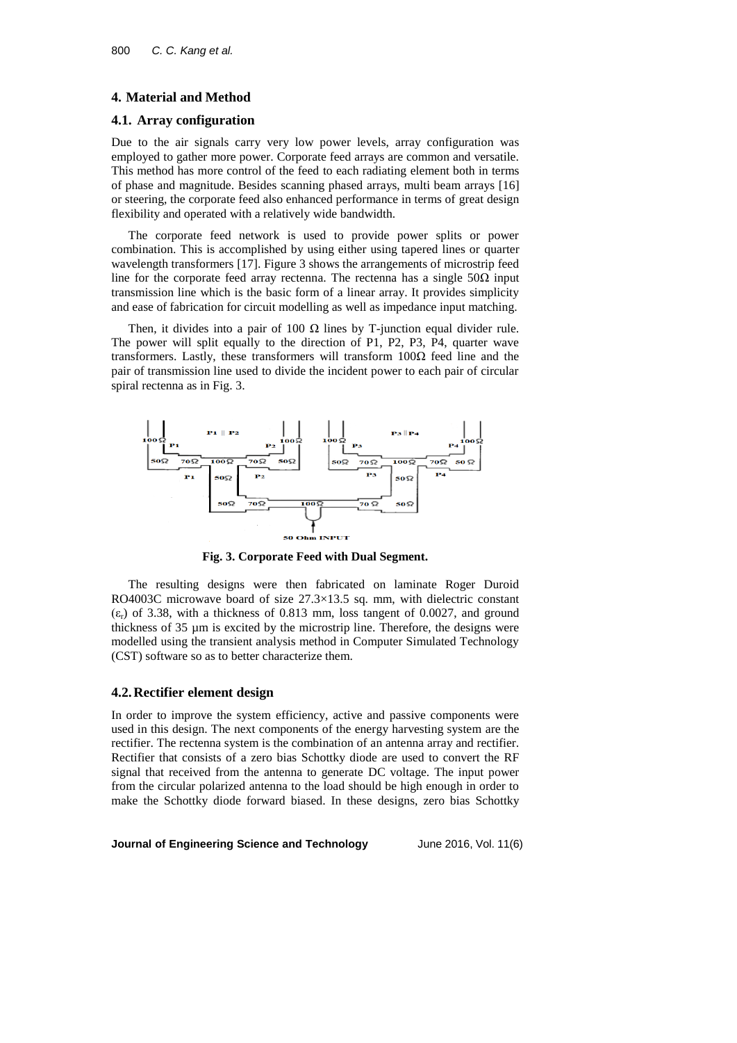## 4. Material and Method

### 4.1. Array configuration

Due to the air signals carry very low power levels, array configuration was employed to gather more power. Corporate feed arrays are common and versatile. This method has more control of the feed to each radiating element both in terms of phase and magnitude. Besides scanning phased arrays, multi beam arrays [16] or steering, the corporate feed also enhanced performance in terms of great design flexibility and operated with a relatively wide bandwidth.

The corporate feed network is used to provide power splits or power combination. This is accomplished by using either using tapered lines or quarter wavelength transformers [17]. Figure 3 shows the arrangements of microstrip feed line for the corporate feed array rectenna. The rectenna has a single 50Ω input transmission line which is the basic form of a linear array. It provides simplicity and ease of fabrication for circuit modelling as well as impedance input matching.

Then, it divides into a pair of 100 Ω lines by T-junction equal divider rule. The power will split equally to the direction of P1, P2, P3, P4, quarter wave transformers. Lastly, these transformers will transform 100Ω feed line and the pair of transmission line used to divide the incident power to each pair of circular spiral rectenna as in Fig. 3.

**Fig. 3. Corporate Feed with Dual Segment.**

The resulting designs were then fabricated on laminate Roger Duroid RO4003C microwave board of size 27.3×13.5 sq. mm, with dielectric constant ($\varepsilon_r$) of 3.38, with a thickness of 0.813 mm, loss tangent of 0.0027, and ground thickness of 35 µm is excited by the microstrip line. Therefore, the designs were modelled using the transient analysis method in Computer Simulated Technology (CST) software so as to better characterize them.

### 4.2. Rectifier element design

In order to improve the system efficiency, active and passive components were used in this design. The next components of the energy harvesting system are the rectifier. The rectenna system is the combination of an antenna array and rectifier. Rectifier that consists of a zero bias Schottky diode are used to convert the RF signal that received from the antenna to generate DC voltage. The input power from the circular polarized antenna to the load should be high enough in order to make the Schottky diode forward biased. In these designs, zero bias Schottky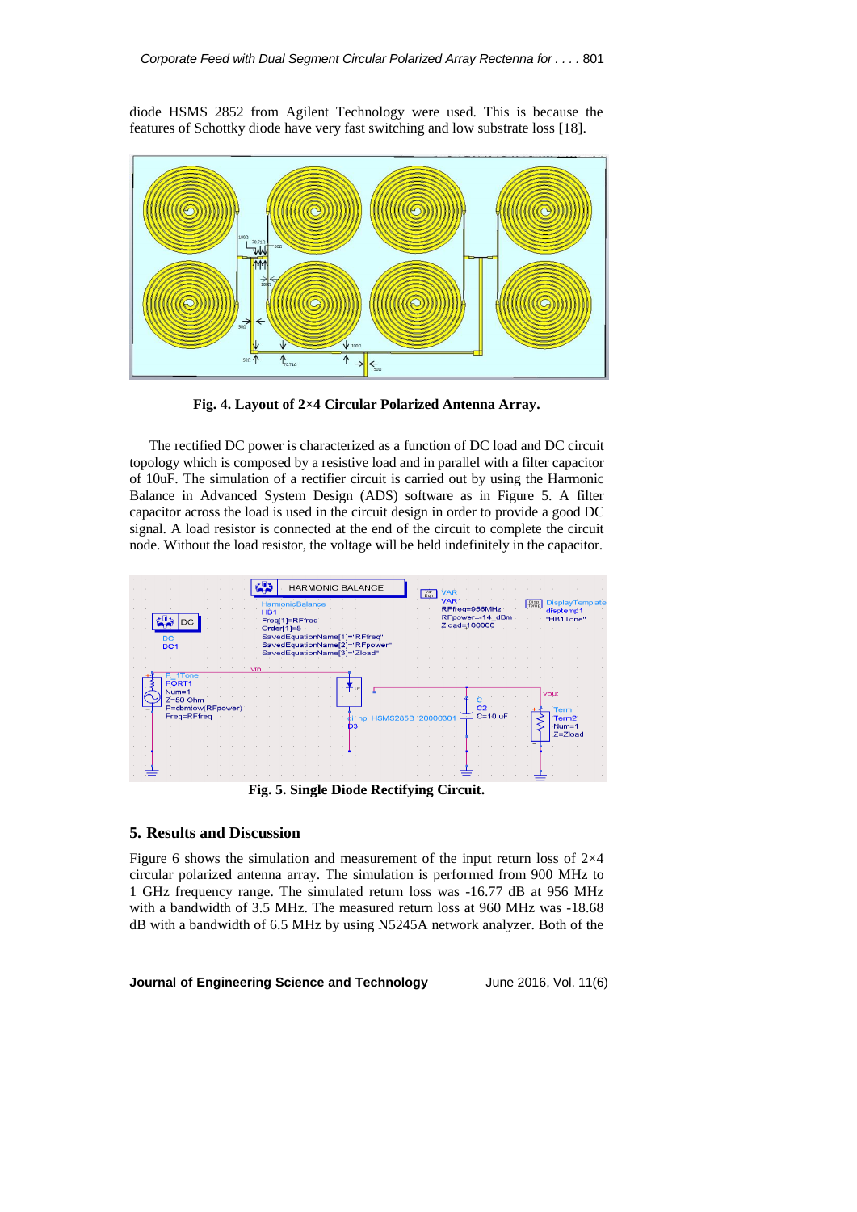diode HSMS 2852 from Agilent Technology were used. This is because the features of Schottky diode have very fast switching and low substrate loss [18].

**Fig. 4. Layout of 2×4 Circular Polarized Antenna Array.**

The rectified DC power is characterized as a function of DC load and DC circuit topology which is composed by a resistive load and in parallel with a filter capacitor of 10uF. The simulation of a rectifier circuit is carried out by using the Harmonic Balance in Advanced System Design (ADS) software as in Figure 5. A filter capacitor across the load is used in the circuit design in order to provide a good DC signal. A load resistor is connected at the end of the circuit to complete the circuit node. Without the load resistor, the voltage will be held indefinitely in the capacitor.

**Fig. 5. Single Diode Rectifying Circuit.**

## 5. Results and Discussion

Figure 6 shows the simulation and measurement of the input return loss of 2×4 circular polarized antenna array. The simulation is performed from 900 MHz to 1 GHz frequency range. The simulated return loss was -16.77 dB at 956 MHz with a bandwidth of 3.5 MHz. The measured return loss at 960 MHz was -18.68 dB with a bandwidth of 6.5 MHz by using N5245A network analyzer. Both of the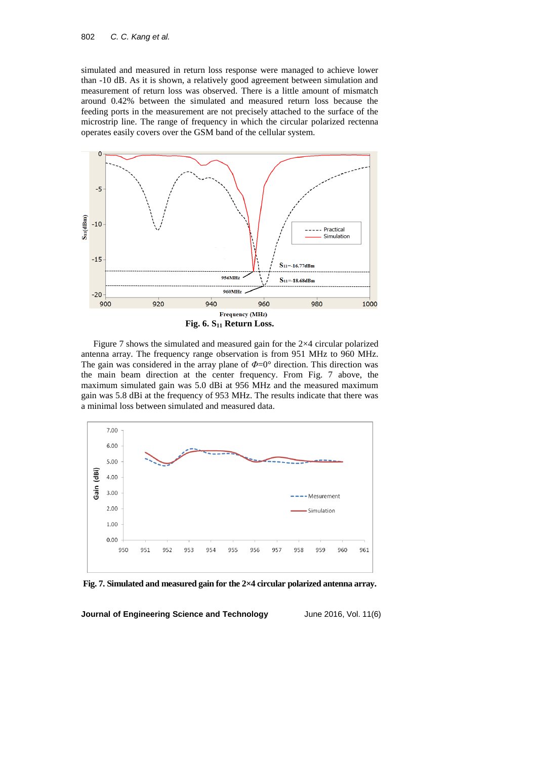simulated and measured in return loss response were managed to achieve lower than -10 dB. As it is shown, a relatively good agreement between simulation and measurement of return loss was observed. There is a little amount of mismatch around 0.42% between the simulated and measured return loss because the feeding ports in the measurement are not precisely attached to the surface of the microstrip line. The range of frequency in which the circular polarized rectenna operates easily covers over the GSM band of the cellular system.

**Fig. 6. $S_{11}$ Return Loss.**

Figure 7 shows the simulated and measured gain for the 2×4 circular polarized antenna array. The frequency range observation is from 951 MHz to 960 MHz. The gain was considered in the array plane of $\Phi$=0° direction. This direction was the main beam direction at the center frequency. From Fig. 7 above, the maximum simulated gain was 5.0 dBi at 956 MHz and the measured maximum gain was 5.8 dBi at the frequency of 953 MHz. The results indicate that there was a minimal loss between simulated and measured data.

**Fig. 7. Simulated and measured gain for the 2×4 circular polarized antenna array.**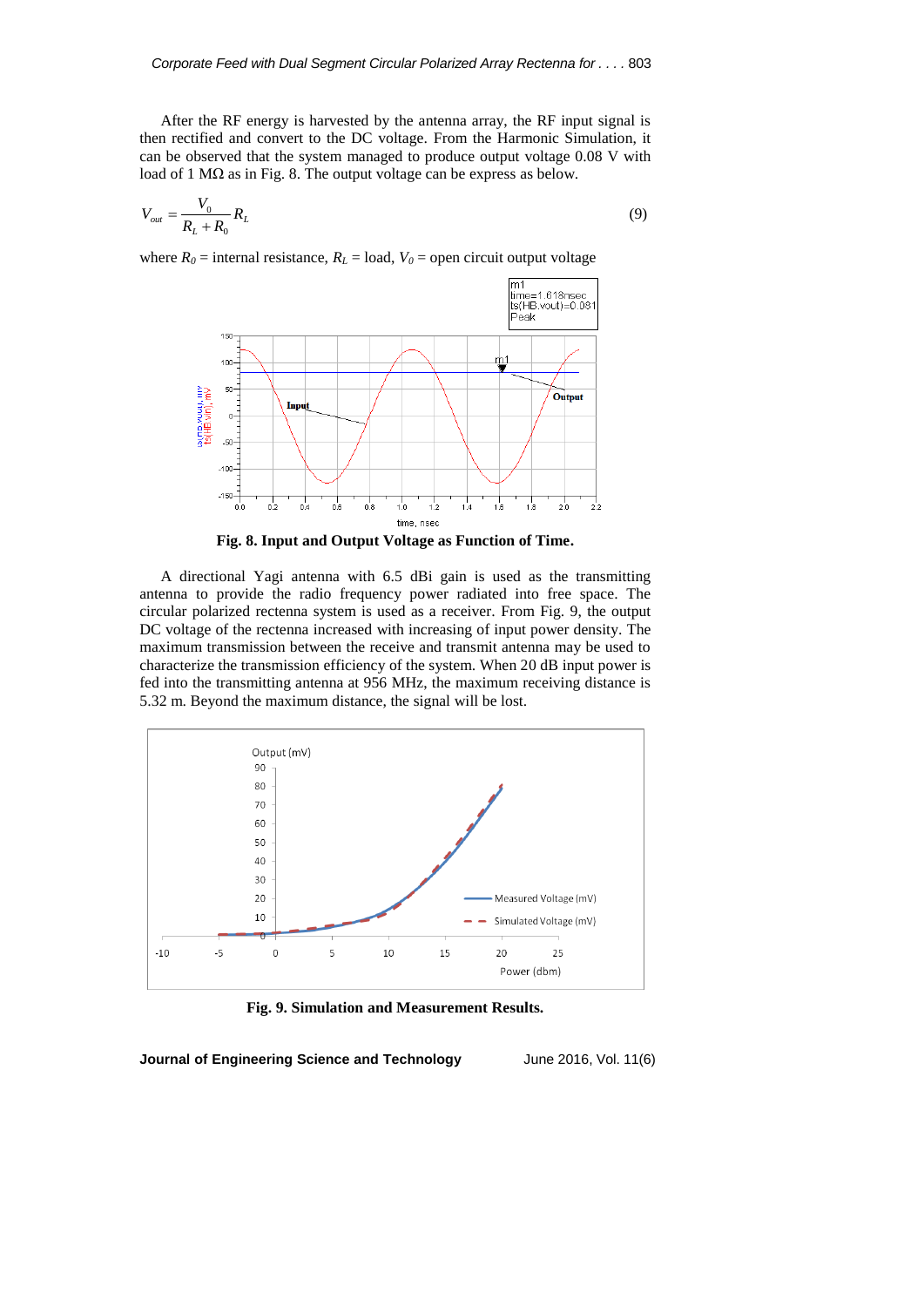After the RF energy is harvested by the antenna array, the RF input signal is then rectified and convert to the DC voltage. From the Harmonic Simulation, it can be observed that the system managed to produce output voltage 0.08 V with load of 1 MΩ as in Fig. 8. The output voltage can be express as below.

$$V_{out} = \frac{V_0}{R_L + R_0} R_L \tag{9}$$

where $R_0$ = internal resistance, $R_L$ = load, $V_0$ = open circuit output voltage

**Fig. 8. Input and Output Voltage as Function of Time.**

A directional Yagi antenna with 6.5 dBi gain is used as the transmitting antenna to provide the radio frequency power radiated into free space. The circular polarized rectenna system is used as a receiver. From Fig. 9, the output DC voltage of the rectenna increased with increasing of input power density. The maximum transmission between the receive and transmit antenna may be used to characterize the transmission efficiency of the system. When 20 dB input power is fed into the transmitting antenna at 956 MHz, the maximum receiving distance is 5.32 m. Beyond the maximum distance, the signal will be lost.

**Fig. 9. Simulation and Measurement Results.**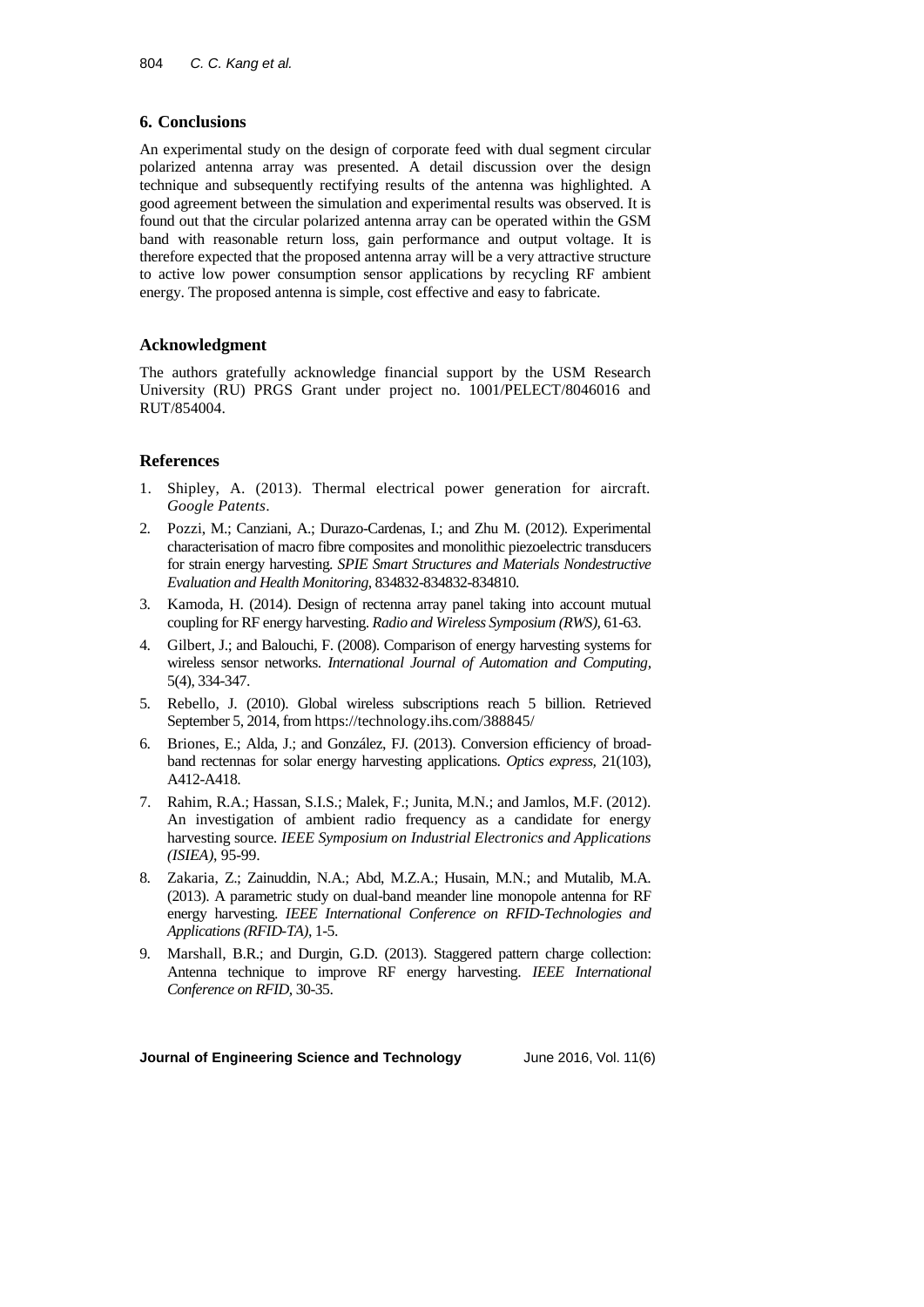## 6. Conclusions

An experimental study on the design of corporate feed with dual segment circular polarized antenna array was presented. A detail discussion over the design technique and subsequently rectifying results of the antenna was highlighted. A good agreement between the simulation and experimental results was observed. It is found out that the circular polarized antenna array can be operated within the GSM band with reasonable return loss, gain performance and output voltage. It is therefore expected that the proposed antenna array will be a very attractive structure to active low power consumption sensor applications by recycling RF ambient energy. The proposed antenna is simple, cost effective and easy to fabricate.

## Acknowledgment

The authors gratefully acknowledge financial support by the USM Research University (RU) PRGS Grant under project no. 1001/PELECT/8046016 and RUT/854004.

## References

1. Shipley, A. (2013). Thermal electrical power generation for aircraft. *Google Patents*.
2. Pozzi, M.; Canziani, A.; Durazo-Cardenas, I.; and Zhu M. (2012). Experimental characterisation of macro fibre composites and monolithic piezoelectric transducers for strain energy harvesting. *SPIE Smart Structures and Materials Nondestructive Evaluation and Health Monitoring*, 834832-834832-834810.
3. Kamoda, H. (2014). Design of rectenna array panel taking into account mutual coupling for RF energy harvesting. *Radio and Wireless Symposium (RWS)*, 61-63.
4. Gilbert, J.; and Balouchi, F. (2008). Comparison of energy harvesting systems for wireless sensor networks. *International Journal of Automation and Computing*, 5(4), 334-347.
5. Rebello, J. (2010). Global wireless subscriptions reach 5 billion. Retrieved September 5, 2014, from https://technology.ihs.com/388845/
6. Briones, E.; Alda, J.; and González, FJ. (2013). Conversion efficiency of broad-band rectennas for solar energy harvesting applications. *Optics express*, 21(103), A412-A418.
7. Rahim, R.A.; Hassan, S.I.S.; Malek, F.; Junita, M.N.; and Jamlos, M.F. (2012). An investigation of ambient radio frequency as a candidate for energy harvesting source. *IEEE Symposium on Industrial Electronics and Applications (ISIEA)*, 95-99.
8. Zakaria, Z.; Zainuddin, N.A.; Abd, M.Z.A.; Husain, M.N.; and Mutalib, M.A. (2013). A parametric study on dual-band meander line monopole antenna for RF energy harvesting. *IEEE International Conference on RFID-Technologies and Applications (RFID-TA)*, 1-5.
9. Marshall, B.R.; and Durgin, G.D. (2013). Staggered pattern charge collection: Antenna technique to improve RF energy harvesting. *IEEE International Conference on RFID*, 30-35.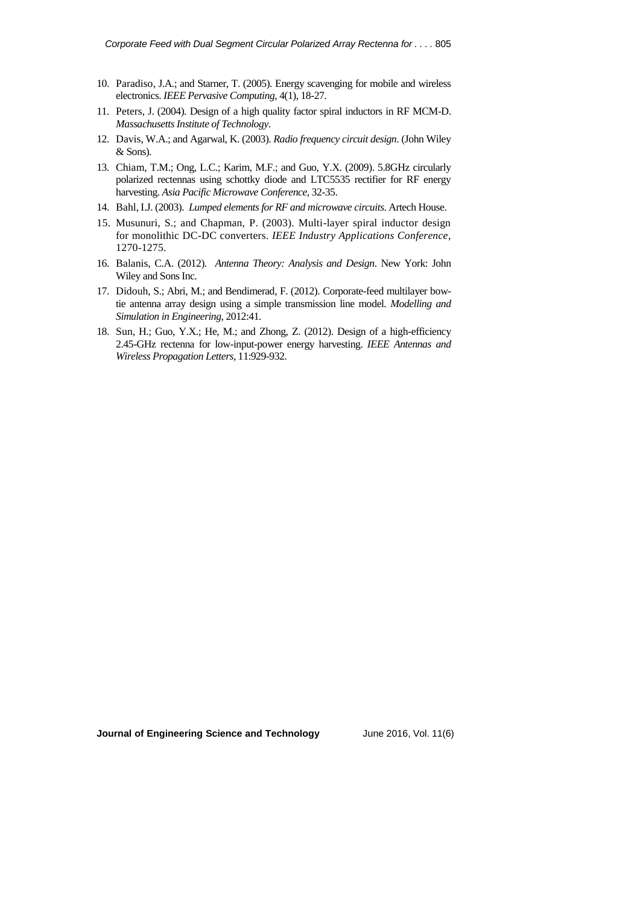10. Paradiso, J.A.; and Starner, T. (2005). Energy scavenging for mobile and wireless electronics. *IEEE Pervasive Computing*, 4(1), 18-27.
11. Peters, J. (2004). Design of a high quality factor spiral inductors in RF MCM-D. *Massachusetts Institute of Technology*.
12. Davis, W.A.; and Agarwal, K. (2003). *Radio frequency circuit design*. (John Wiley & Sons).
13. Chiam, T.M.; Ong, L.C.; Karim, M.F.; and Guo, Y.X. (2009). 5.8GHz circularly polarized rectennas using schottky diode and LTC5535 rectifier for RF energy harvesting. *Asia Pacific Microwave Conference*, 32-35.
14. Bahl, I.J. (2003). *Lumped elements for RF and microwave circuits*. Artech House.
15. Musunuri, S.; and Chapman, P. (2003). Multi-layer spiral inductor design for monolithic DC-DC converters. *IEEE Industry Applications Conference*, 1270-1275.
16. Balanis, C.A. (2012). *Antenna Theory: Analysis and Design*. New York: John Wiley and Sons Inc.
17. Didouh, S.; Abri, M.; and Bendimerad, F. (2012). Corporate-feed multilayer bow-tie antenna array design using a simple transmission line model. *Modelling and Simulation in Engineering*, 2012:41.
18. Sun, H.; Guo, Y.X.; He, M.; and Zhong, Z. (2012). Design of a high-efficiency 2.45-GHz rectenna for low-input-power energy harvesting. *IEEE Antennas and Wireless Propagation Letters*, 11:929-932.